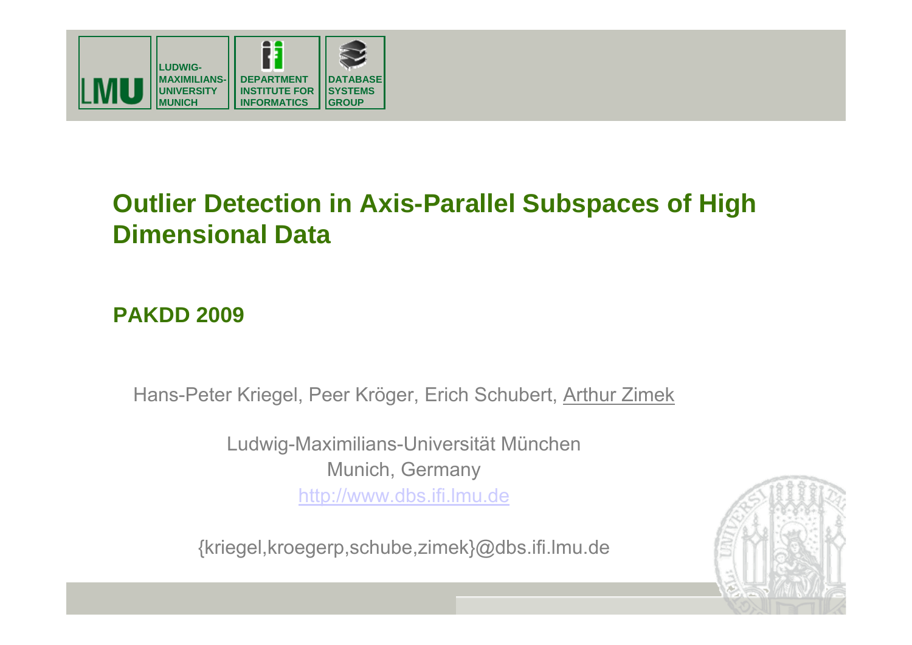# Outlier Detection in Axis-Parallel Subspaces of High Dimensional Data

**PAKDD 2009**

Hans-Peter Kriegel, Peer Kröger, Erich Schubert, Arthur Zimek

Ludwig-Maximilians-Universität München
Munich, Germany
http://www.dbs.ifi.lmu.de

{kriegel,kroegerp,schube,zimek}@dbs.ifi.lmu.de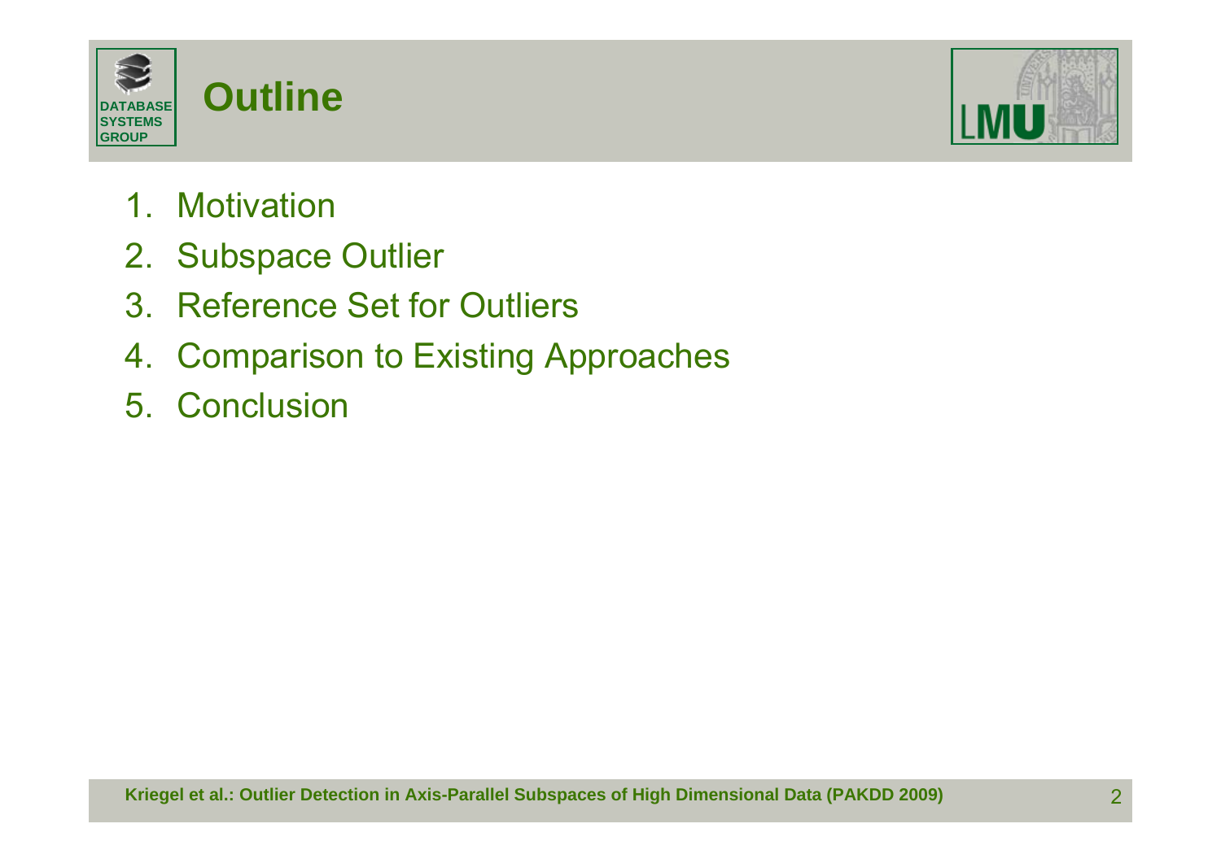# Outline

1. Motivation
2. Subspace Outlier
3. Reference Set for Outliers
4. Comparison to Existing Approaches
5. Conclusion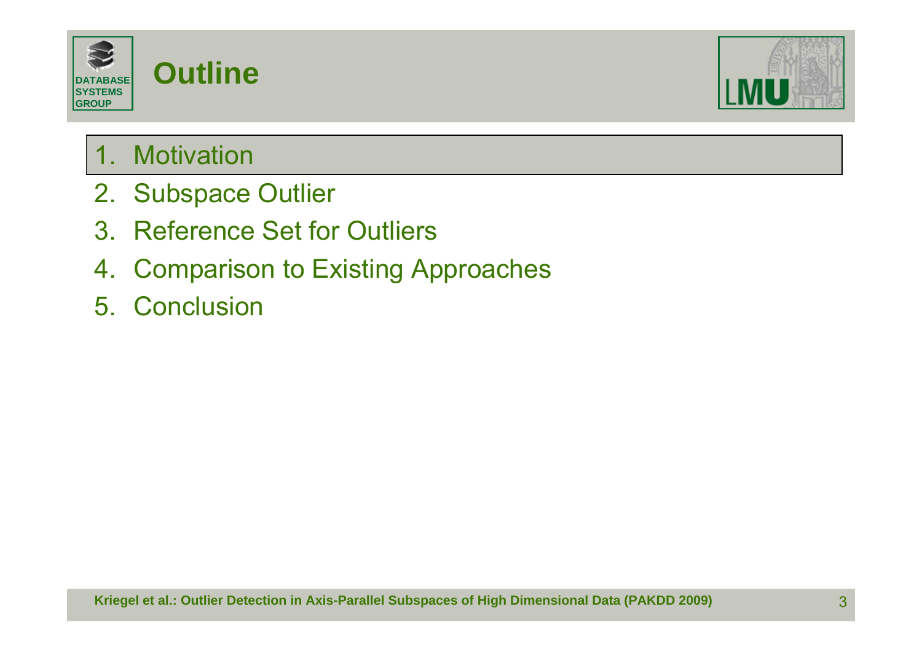# Outline

1. Motivation
2. Subspace Outlier
3. Reference Set for Outliers
4. Comparison to Existing Approaches
5. Conclusion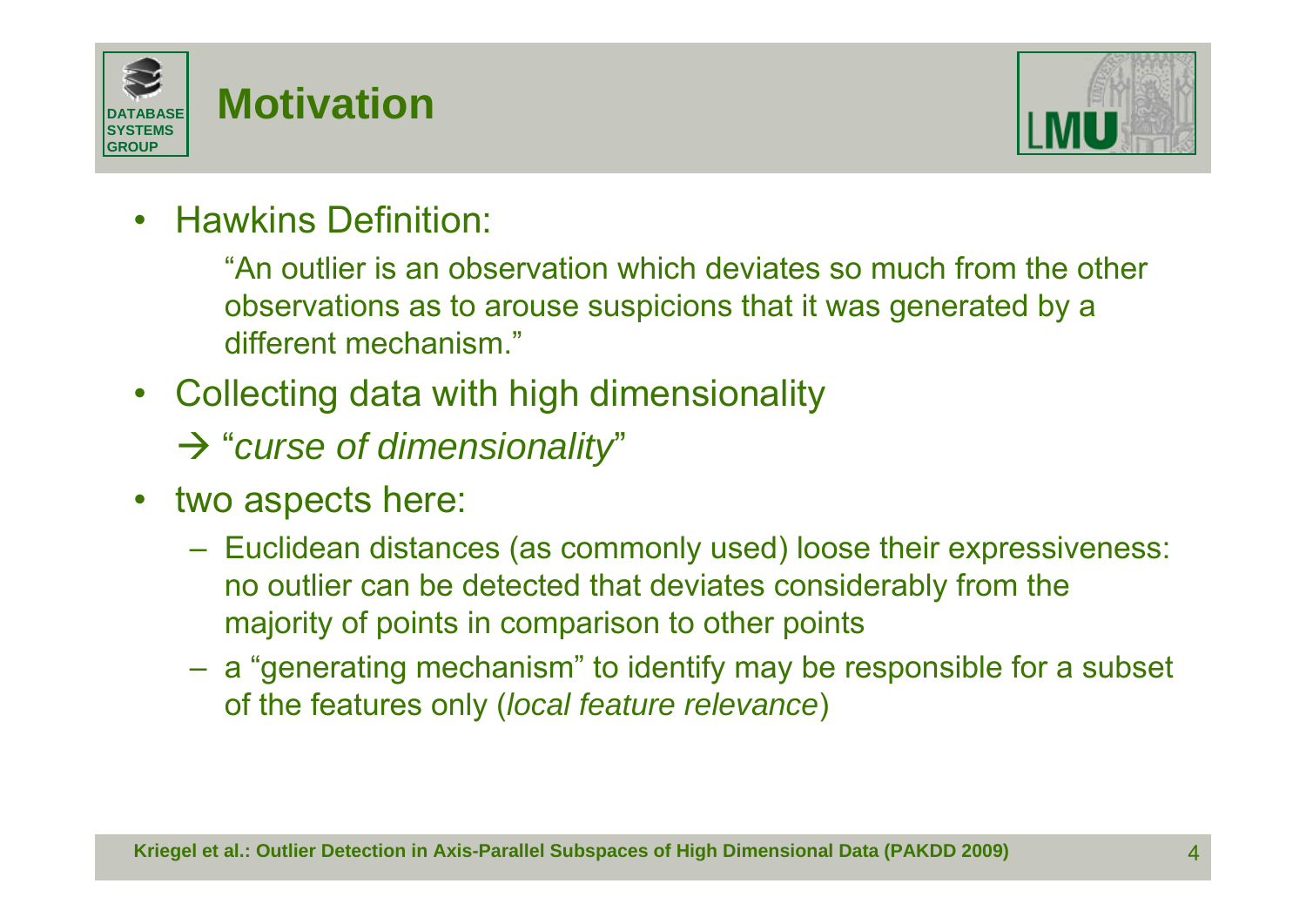# Motivation

- Hawkins Definition:

  "An outlier is an observation which deviates so much from the other observations as to arouse suspicions that it was generated by a different mechanism."

- Collecting data with high dimensionality

  → "*curse of dimensionality*"

- two aspects here:
  - Euclidean distances (as commonly used) loose their expressiveness: no outlier can be detected that deviates considerably from the majority of points in comparison to other points
  - a "generating mechanism" to identify may be responsible for a subset of the features only (*local feature relevance*)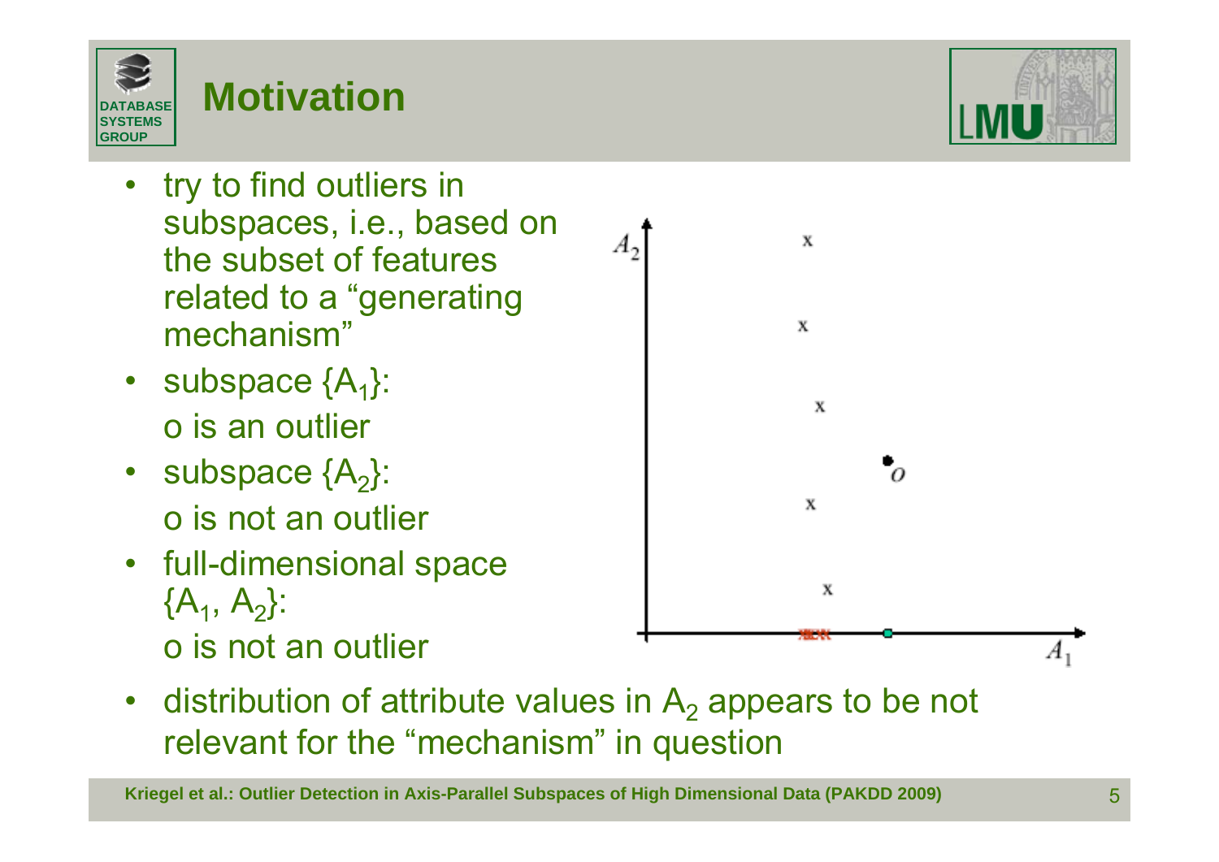# Motivation

- try to find outliers in subspaces, i.e., based on the subset of features related to a "generating mechanism"
- subspace $\{A_1\}$:
  o is an outlier
- subspace $\{A_2\}$:
  o is not an outlier
- full-dimensional space $\{A_1, A_2\}$:
  o is not an outlier
- distribution of attribute values in $A_2$ appears to be not relevant for the "mechanism" in question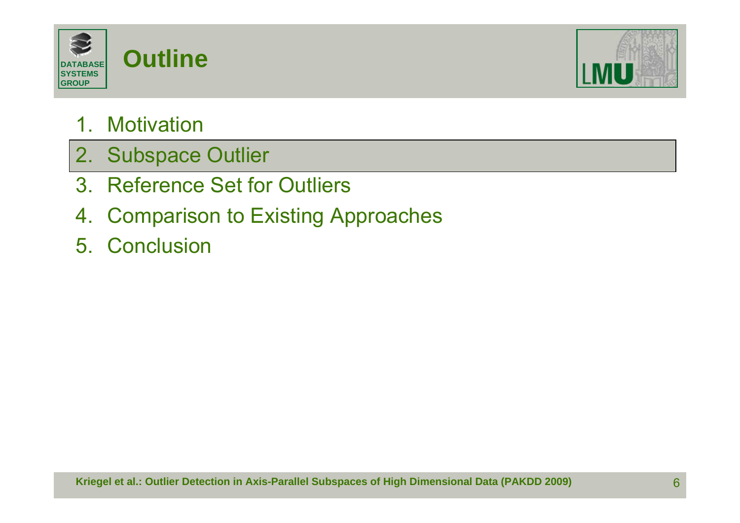# Outline

1. Motivation
2. Subspace Outlier
3. Reference Set for Outliers
4. Comparison to Existing Approaches
5. Conclusion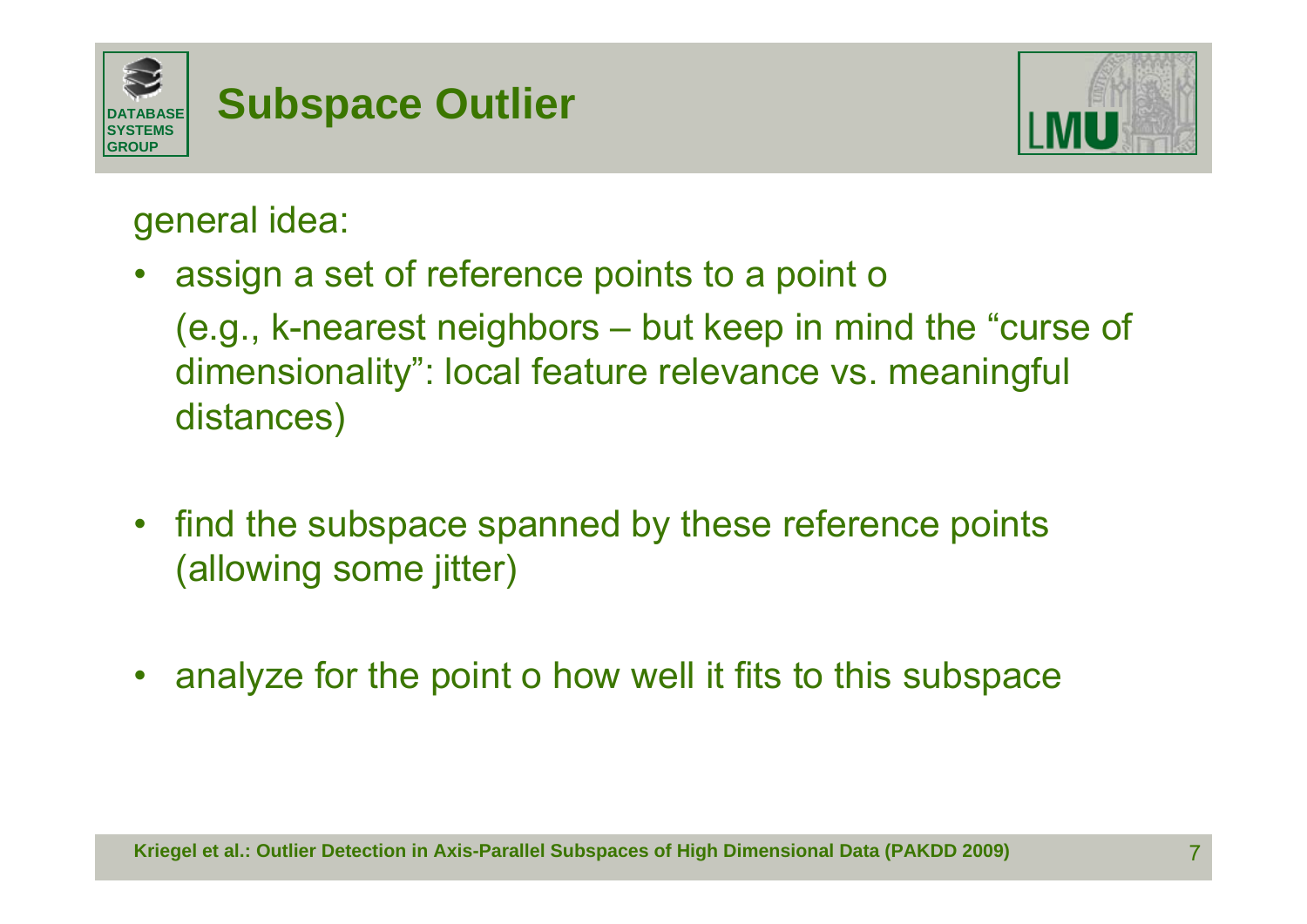# Subspace Outlier

general idea:

- assign a set of reference points to a point o
  (e.g., k-nearest neighbors – but keep in mind the “curse of dimensionality”: local feature relevance vs. meaningful distances)

- find the subspace spanned by these reference points (allowing some jitter)

- analyze for the point o how well it fits to this subspace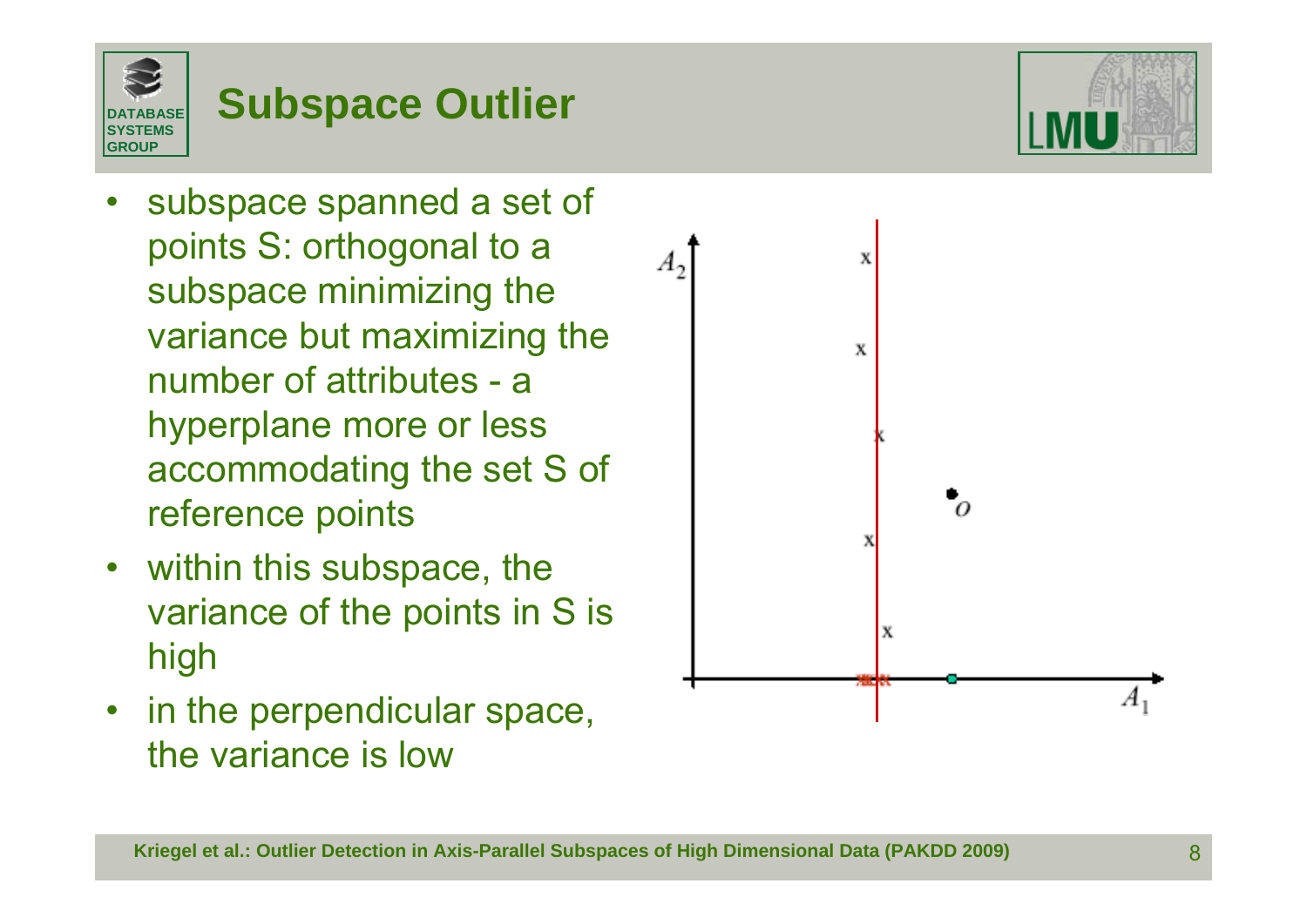# Subspace Outlier

- subspace spanned a set of points S: orthogonal to a subspace minimizing the variance but maximizing the number of attributes - a hyperplane more or less accommodating the set S of reference points
- within this subspace, the variance of the points in S is high
- in the perpendicular space, the variance is low

Kriegel et al.: Outlier Detection in Axis-Parallel Subspaces of High Dimensional Data (PAKDD 2009)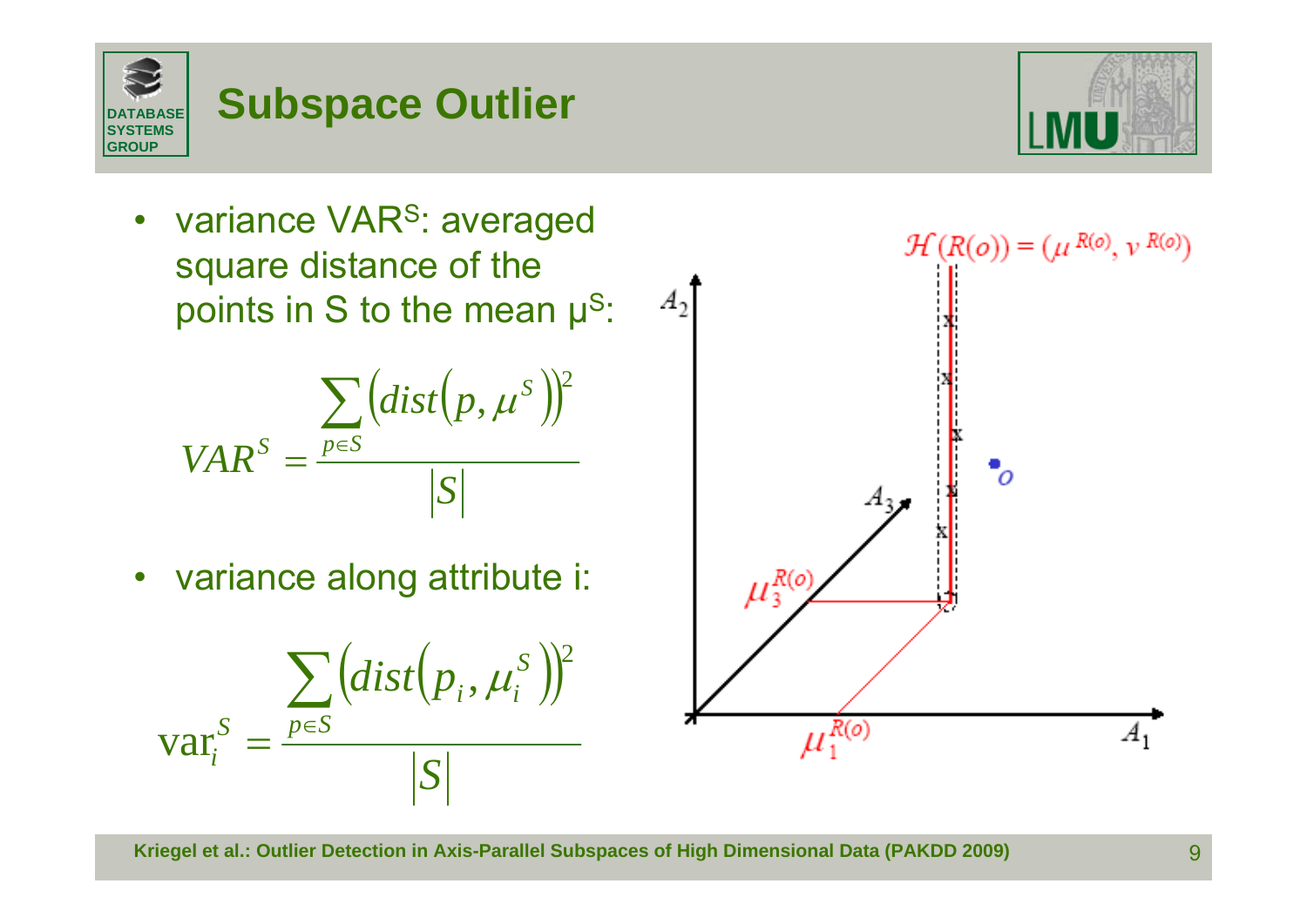# Subspace Outlier

- variance $VAR^S$: averaged square distance of the points in S to the mean $\mu^S$:

$$VAR^S = \frac{\sum_{p \in S} \left(dist\left(p, \mu^S\right)\right)^2}{|S|}$$

- variance along attribute i:

$$\text{var}_i^S = \frac{\sum_{p \in S} \left(dist\left(p_i, \mu_i^S\right)\right)^2}{|S|}$$

Kriegel et al.: Outlier Detection in Axis-Parallel Subspaces of High Dimensional Data (PAKDD 2009)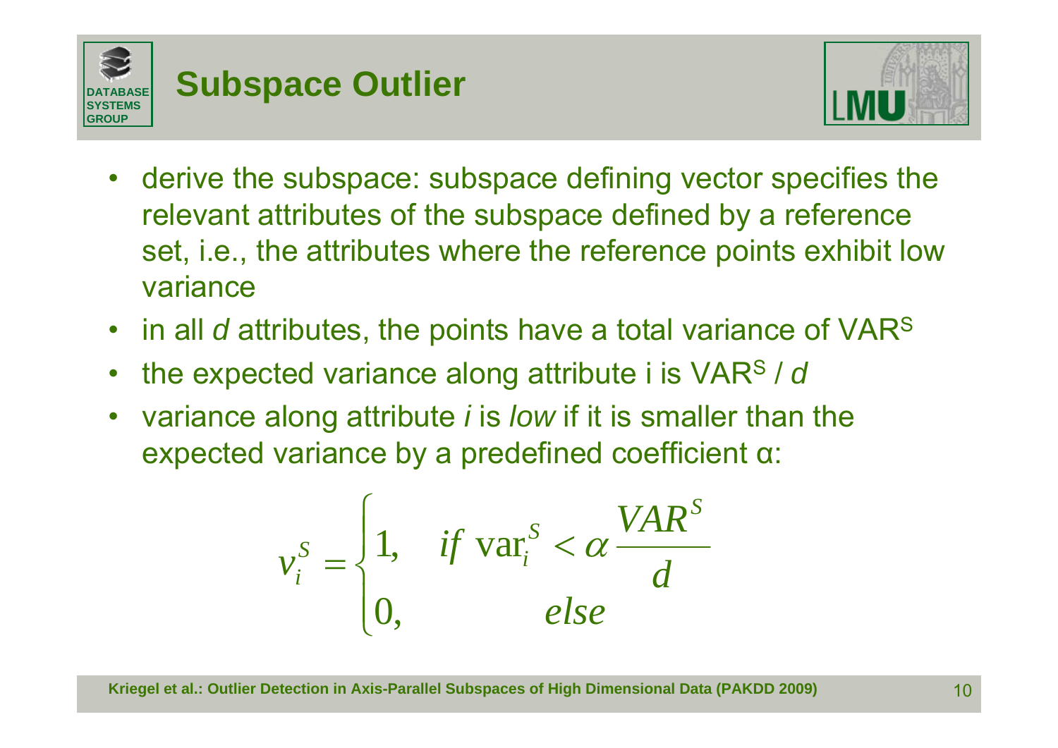# Subspace Outlier

- derive the subspace: subspace defining vector specifies the relevant attributes of the subspace defined by a reference set, i.e., the attributes where the reference points exhibit low variance
- in all *d* attributes, the points have a total variance of $VAR^S$
- the expected variance along attribute i is $VAR^S / d$
- variance along attribute *i* is *low* if it is smaller than the expected variance by a predefined coefficient α:

$$v_i^S = \begin{cases} 1, & if \ \mathrm{var}_i^S < \alpha \dfrac{VAR^S}{d} \\ 0, & else \end{cases}$$

Kriegel et al.: Outlier Detection in Axis-Parallel Subspaces of High Dimensional Data (PAKDD 2009)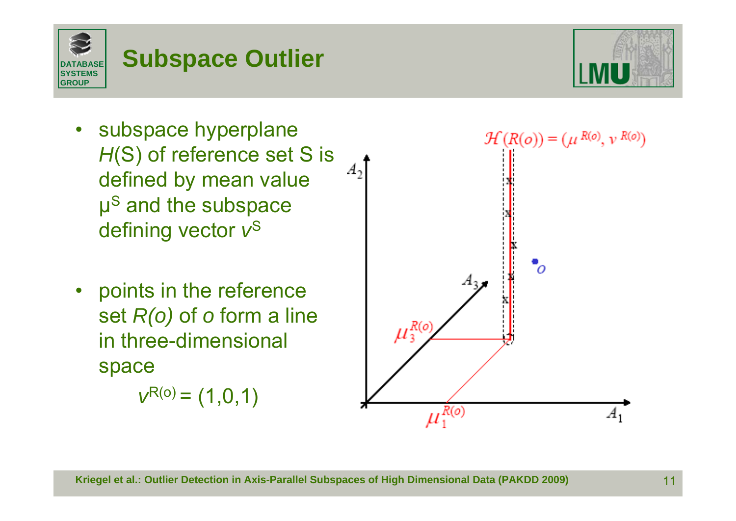# Subspace Outlier

- subspace hyperplane $H(S)$ of reference set S is defined by mean value $\mu^S$ and the subspace defining vector $v^S$
- points in the reference set $R(o)$ of $o$ form a line in three-dimensional space

  $v^{R(o)} = (1,0,1)$

$\mathcal{H}(R(o)) = (\mu^{R(o)}, v^{R(o)})$

Kriegel et al.: Outlier Detection in Axis-Parallel Subspaces of High Dimensional Data (PAKDD 2009)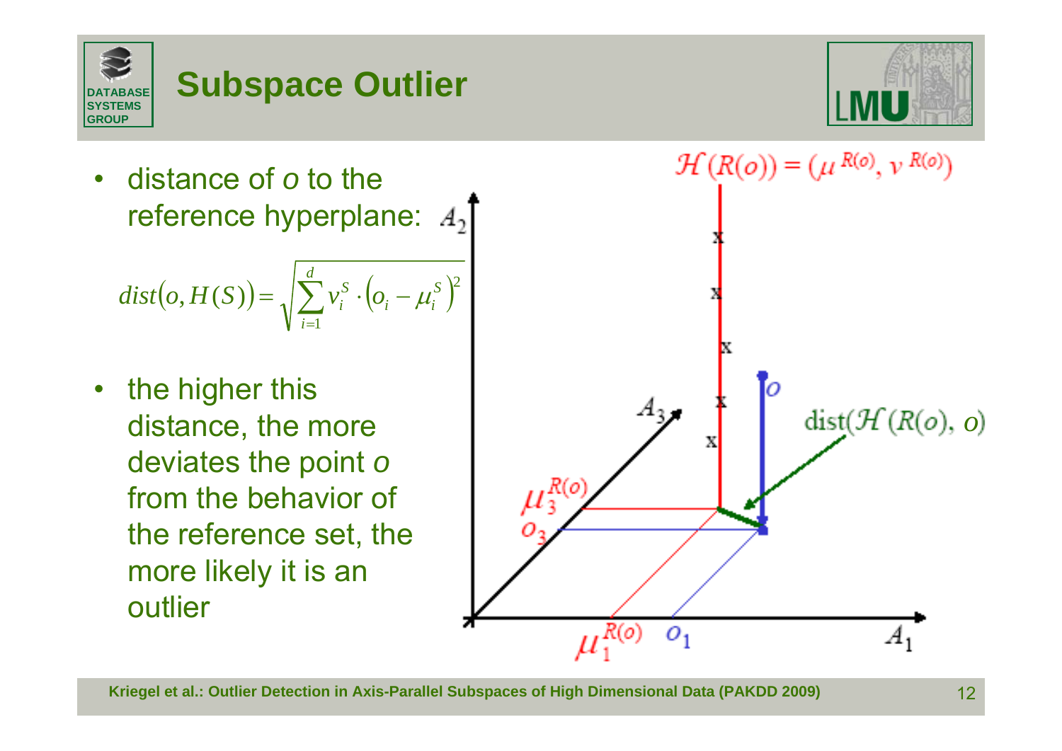# Subspace Outlier

- distance of $o$ to the reference hyperplane:

$$dist(o, H(S)) = \sqrt{\sum_{i=1}^{d} v_i^S \cdot (o_i - \mu_i^S)^2}$$

- the higher this distance, the more deviates the point $o$ from the behavior of the reference set, the more likely it is an outlier

Kriegel et al.: Outlier Detection in Axis-Parallel Subspaces of High Dimensional Data (PAKDD 2009)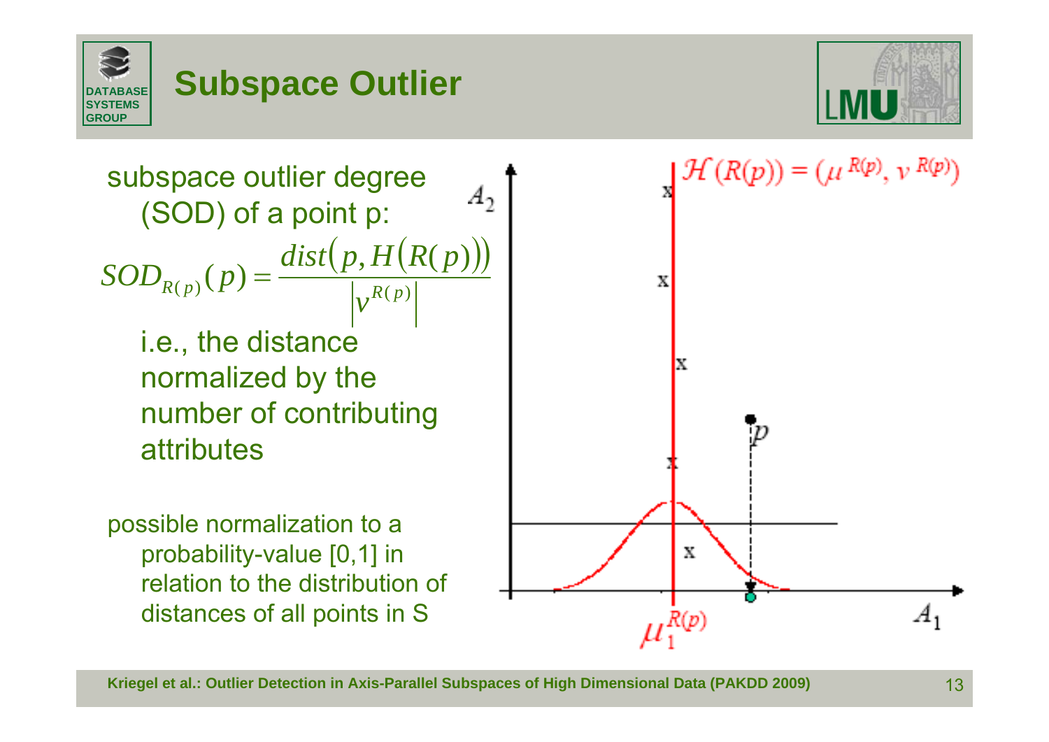# Subspace Outlier

subspace outlier degree (SOD) of a point p:

$$SOD_{R(p)}(p) = \frac{dist\left(p, H\left(R(p)\right)\right)}{\left|v^{R(p)}\right|}$$

i.e., the distance normalized by the number of contributing attributes

possible normalization to a probability-value [0,1] in relation to the distribution of distances of all points in S

Kriegel et al.: Outlier Detection in Axis-Parallel Subspaces of High Dimensional Data (PAKDD 2009)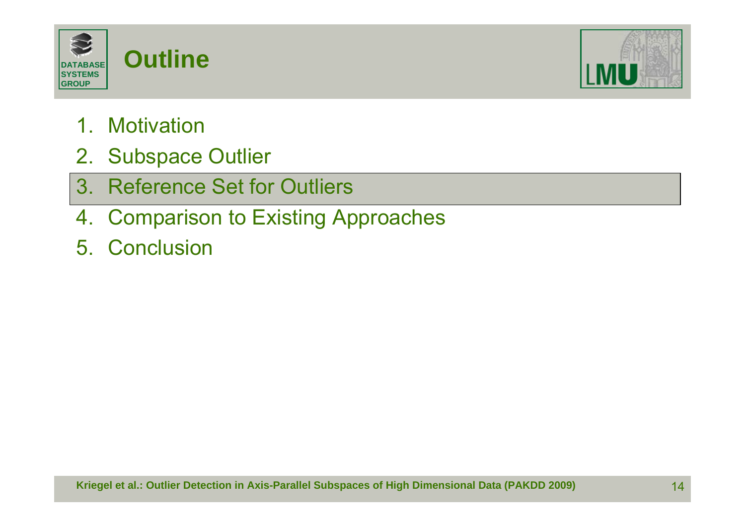# Outline

1. Motivation
2. Subspace Outlier
3. Reference Set for Outliers
4. Comparison to Existing Approaches
5. Conclusion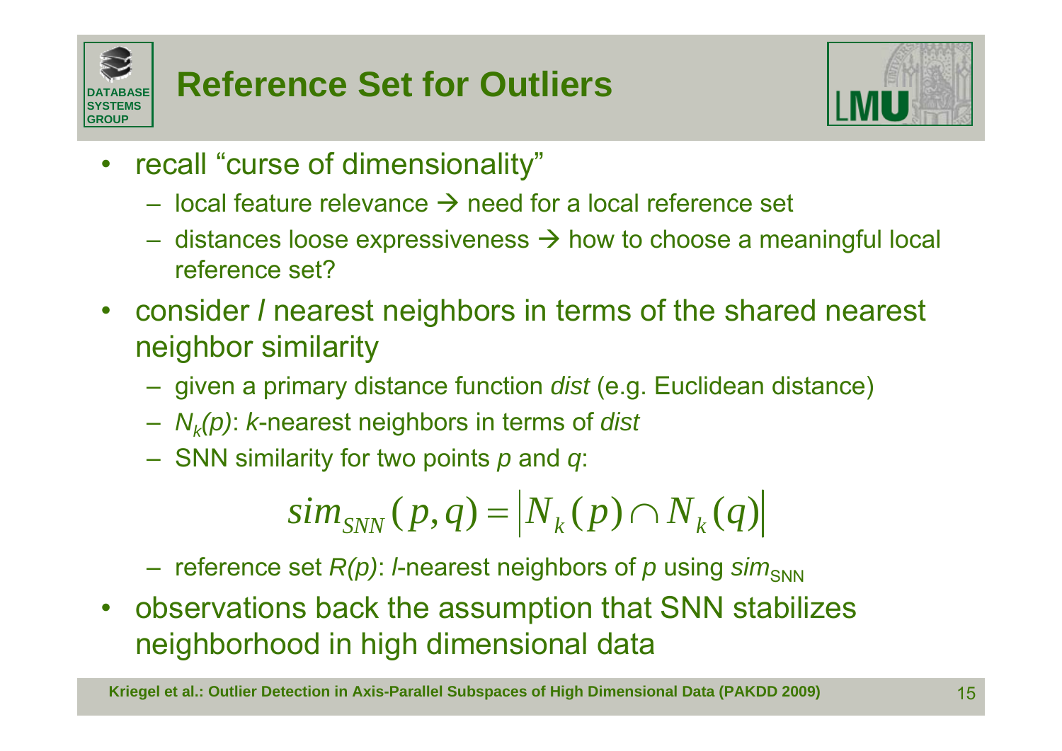# Reference Set for Outliers

- recall "curse of dimensionality"
  - local feature relevance → need for a local reference set
  - distances loose expressiveness → how to choose a meaningful local reference set?
- consider *l* nearest neighbors in terms of the shared nearest neighbor similarity
  - given a primary distance function *dist* (e.g. Euclidean distance)
  - $N_k(p)$: *k*-nearest neighbors in terms of *dist*
  - SNN similarity for two points *p* and *q*:

$$sim_{SNN}(p,q) = \left| N_k(p) \cap N_k(q) \right|$$

  - reference set $R(p)$: *l*-nearest neighbors of *p* using $sim_{SNN}$
- observations back the assumption that SNN stabilizes neighborhood in high dimensional data

Kriegel et al.: Outlier Detection in Axis-Parallel Subspaces of High Dimensional Data (PAKDD 2009)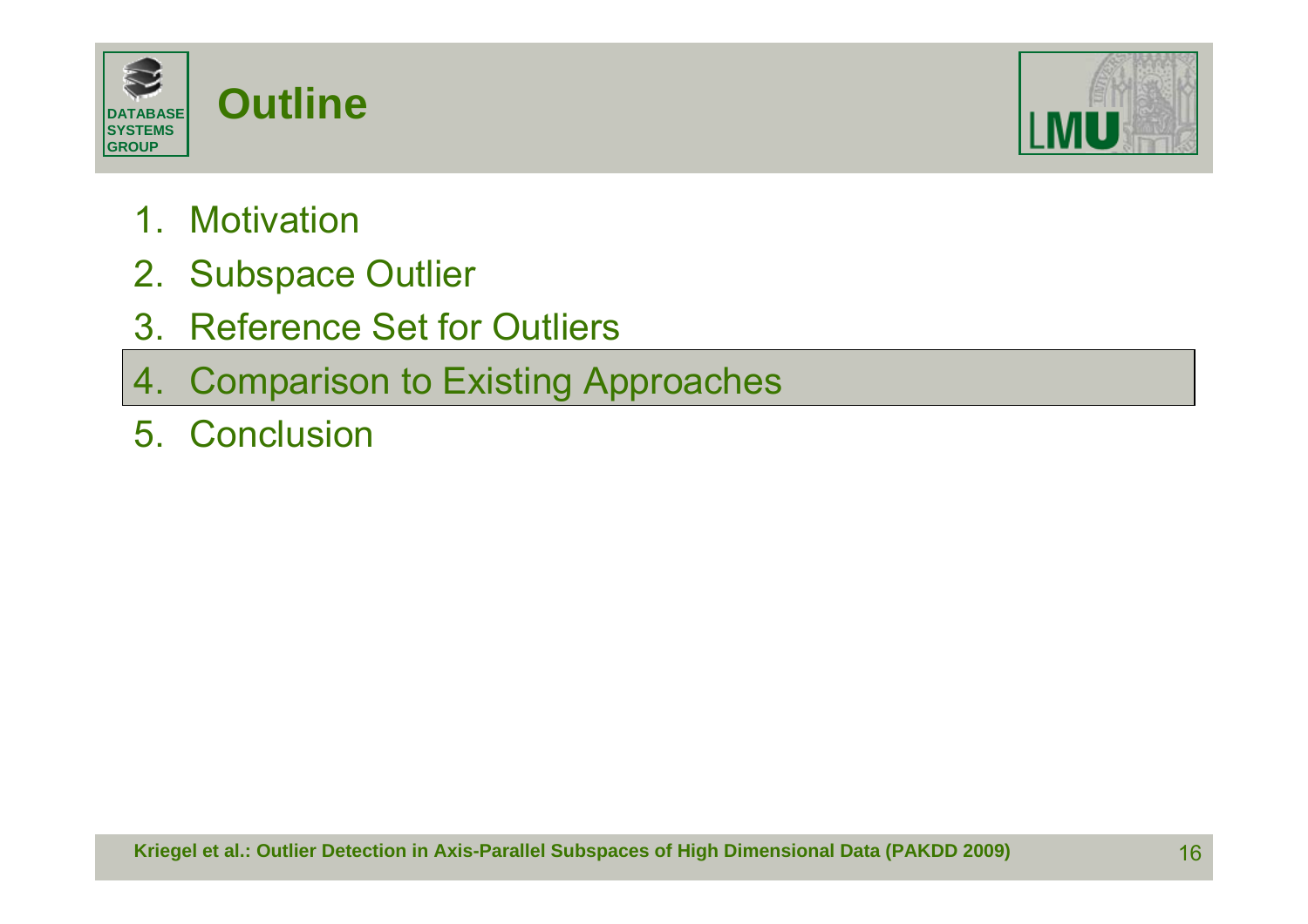# Outline

1. Motivation
2. Subspace Outlier
3. Reference Set for Outliers
4. **Comparison to Existing Approaches**
5. Conclusion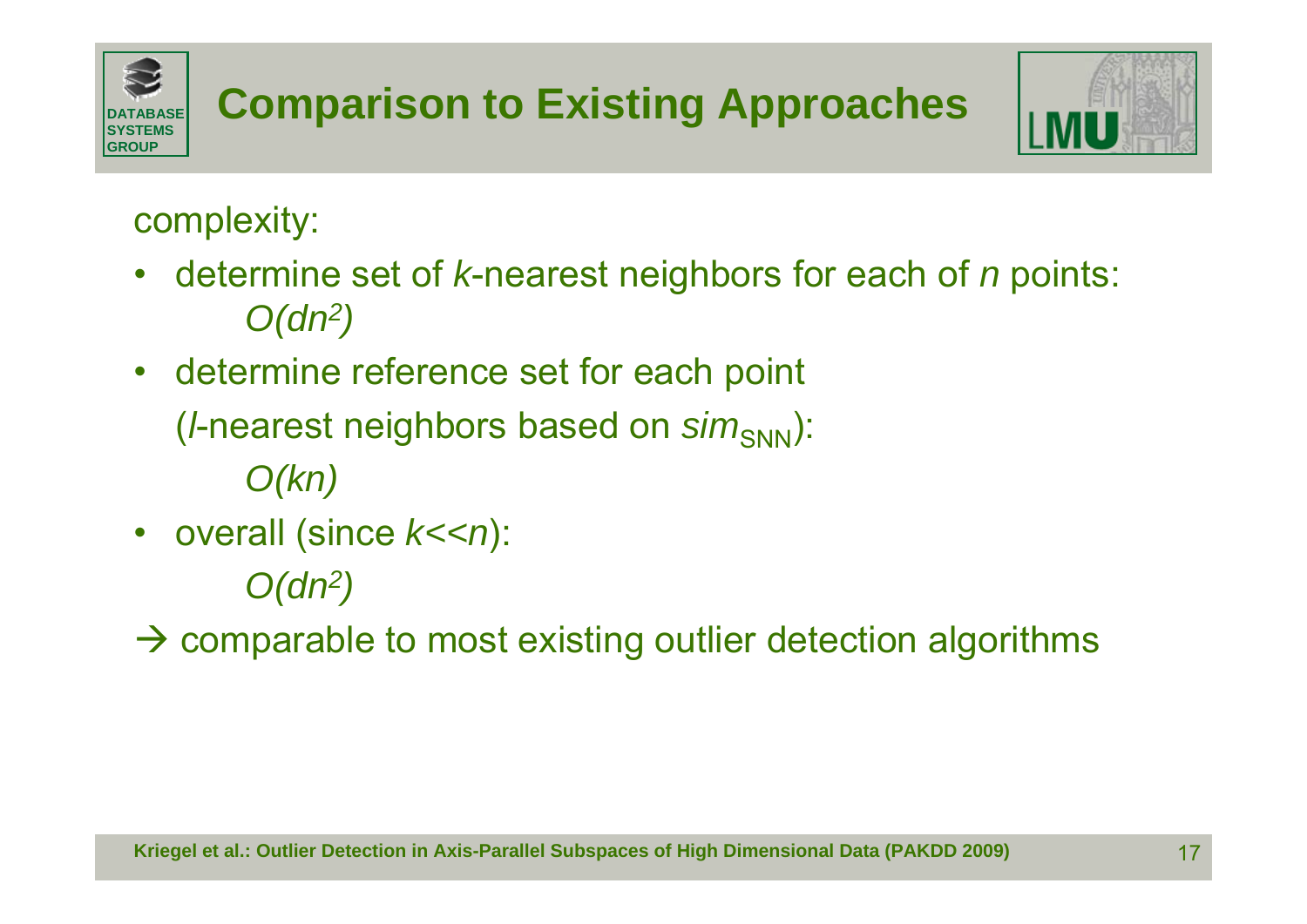# Comparison to Existing Approaches

complexity:

- determine set of $k$-nearest neighbors for each of $n$ points:
  $O(dn^2)$
- determine reference set for each point
  ($l$-nearest neighbors based on $sim_{\text{SNN}}$):
  $O(kn)$
- overall (since $k \ll n$):
  $O(dn^2)$

→ comparable to most existing outlier detection algorithms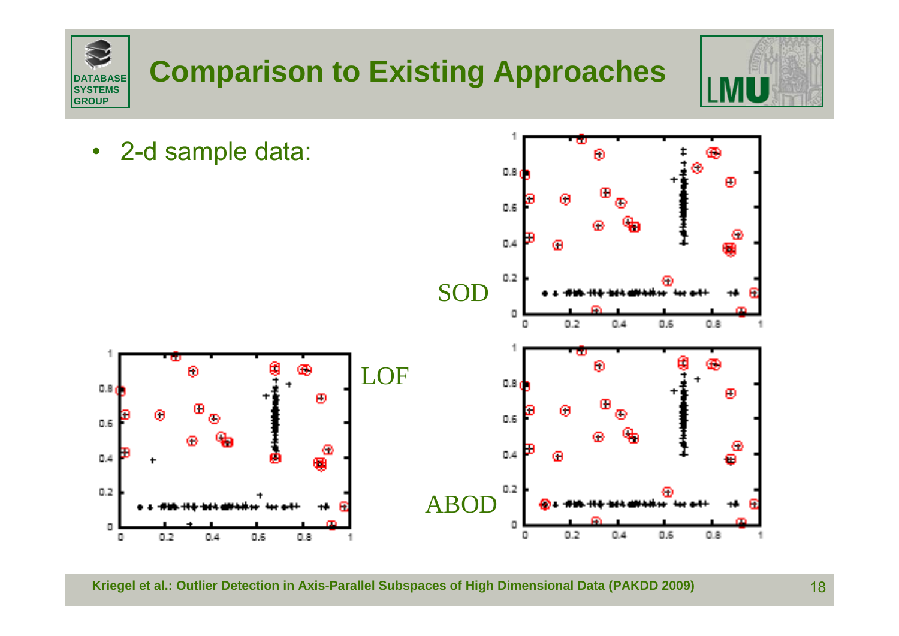# Comparison to Existing Approaches

- 2-d sample data:

SOD

LOF

ABOD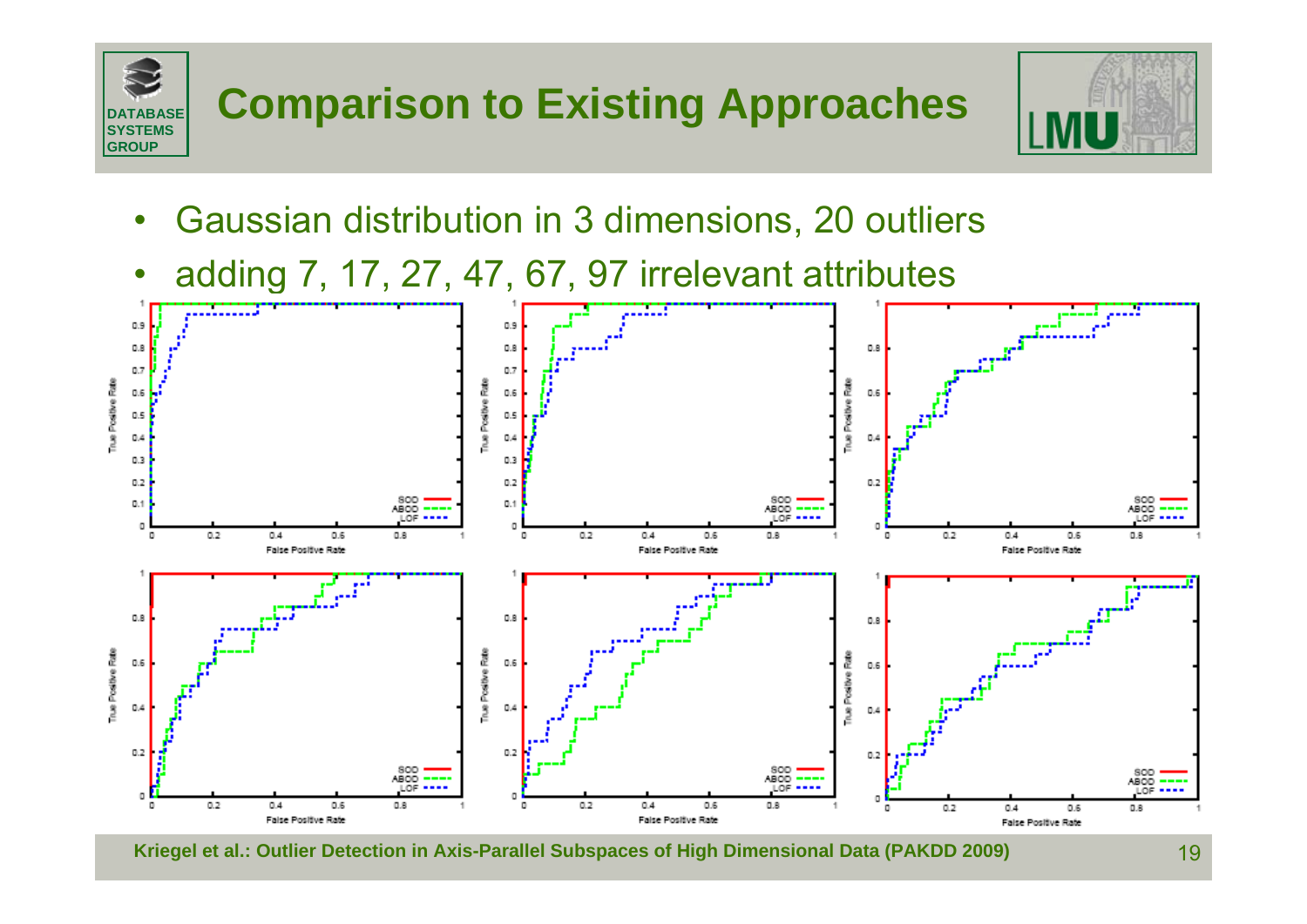# Comparison to Existing Approaches

- Gaussian distribution in 3 dimensions, 20 outliers
- adding 7, 17, 27, 47, 67, 97 irrelevant attributes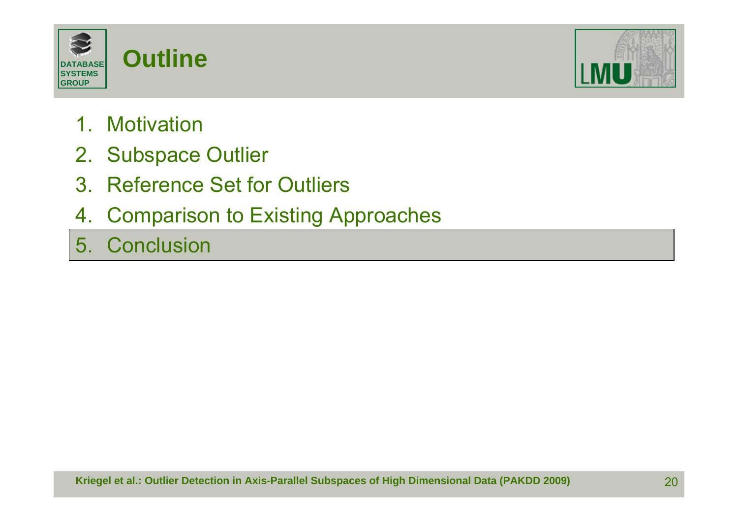# Outline

1. Motivation
2. Subspace Outlier
3. Reference Set for Outliers
4. Comparison to Existing Approaches
5. Conclusion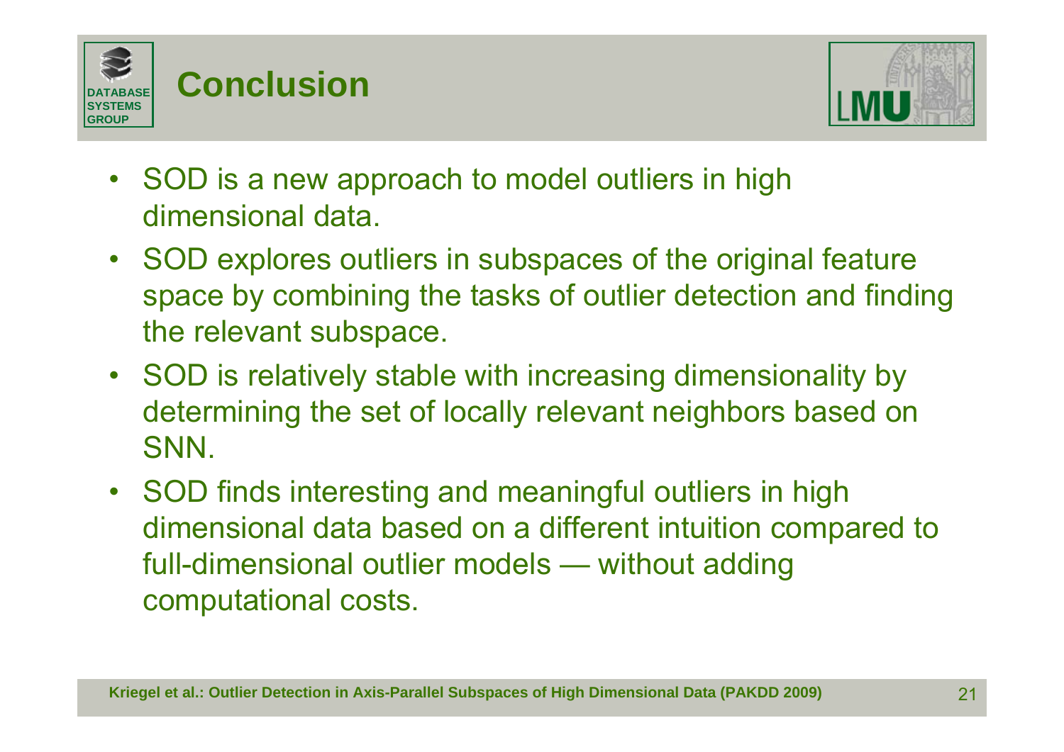# Conclusion

- SOD is a new approach to model outliers in high dimensional data.
- SOD explores outliers in subspaces of the original feature space by combining the tasks of outlier detection and finding the relevant subspace.
- SOD is relatively stable with increasing dimensionality by determining the set of locally relevant neighbors based on SNN.
- SOD finds interesting and meaningful outliers in high dimensional data based on a different intuition compared to full-dimensional outlier models — without adding computational costs.